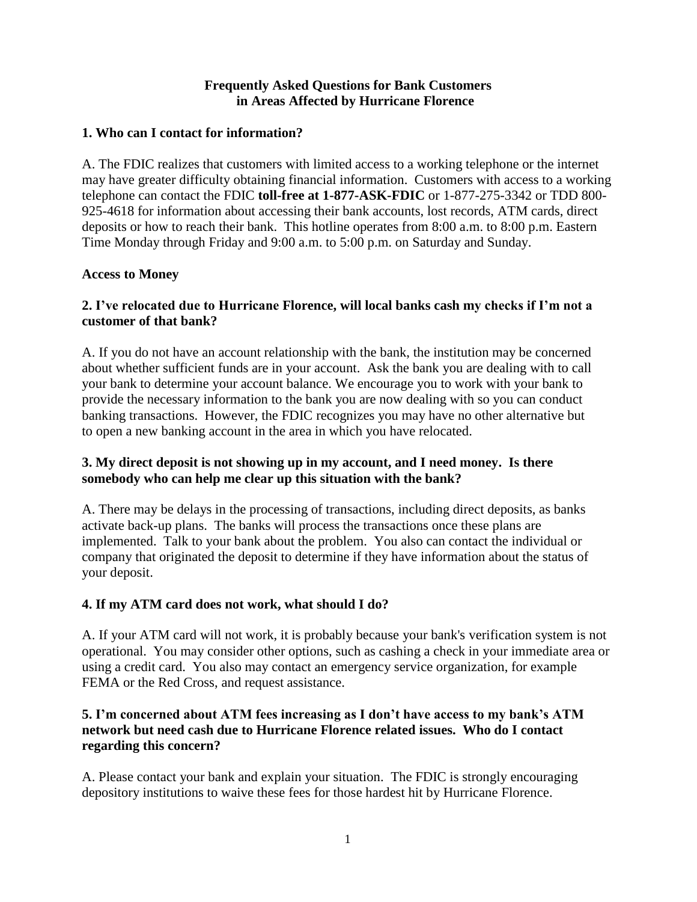# Frequently Asked Questions for Bank Customers in Areas Affected by Hurricane Florence

### 1. Who can I contact for information?

A. The FDIC realizes that customers with limited access to a working telephone or the internet may have greater difficulty obtaining financial information. Customers with access to a working telephone can contact the FDIC **toll-free at 1-877-ASK-FDIC** or 1-877-275-3342 or TDD 800-925-4618 for information about accessing their bank accounts, lost records, ATM cards, direct deposits or how to reach their bank. This hotline operates from 8:00 a.m. to 8:00 p.m. Eastern Time Monday through Friday and 9:00 a.m. to 5:00 p.m. on Saturday and Sunday.

## Access to Money

### 2. I've relocated due to Hurricane Florence, will local banks cash my checks if I'm not a customer of that bank?

A. If you do not have an account relationship with the bank, the institution may be concerned about whether sufficient funds are in your account. Ask the bank you are dealing with to call your bank to determine your account balance. We encourage you to work with your bank to provide the necessary information to the bank you are now dealing with so you can conduct banking transactions. However, the FDIC recognizes you may have no other alternative but to open a new banking account in the area in which you have relocated.

### 3. My direct deposit is not showing up in my account, and I need money. Is there somebody who can help me clear up this situation with the bank?

A. There may be delays in the processing of transactions, including direct deposits, as banks activate back-up plans. The banks will process the transactions once these plans are implemented. Talk to your bank about the problem. You also can contact the individual or company that originated the deposit to determine if they have information about the status of your deposit.

### 4. If my ATM card does not work, what should I do?

A. If your ATM card will not work, it is probably because your bank's verification system is not operational. You may consider other options, such as cashing a check in your immediate area or using a credit card. You also may contact an emergency service organization, for example FEMA or the Red Cross, and request assistance.

### 5. I'm concerned about ATM fees increasing as I don't have access to my bank's ATM network but need cash due to Hurricane Florence related issues. Who do I contact regarding this concern?

A. Please contact your bank and explain your situation. The FDIC is strongly encouraging depository institutions to waive these fees for those hardest hit by Hurricane Florence.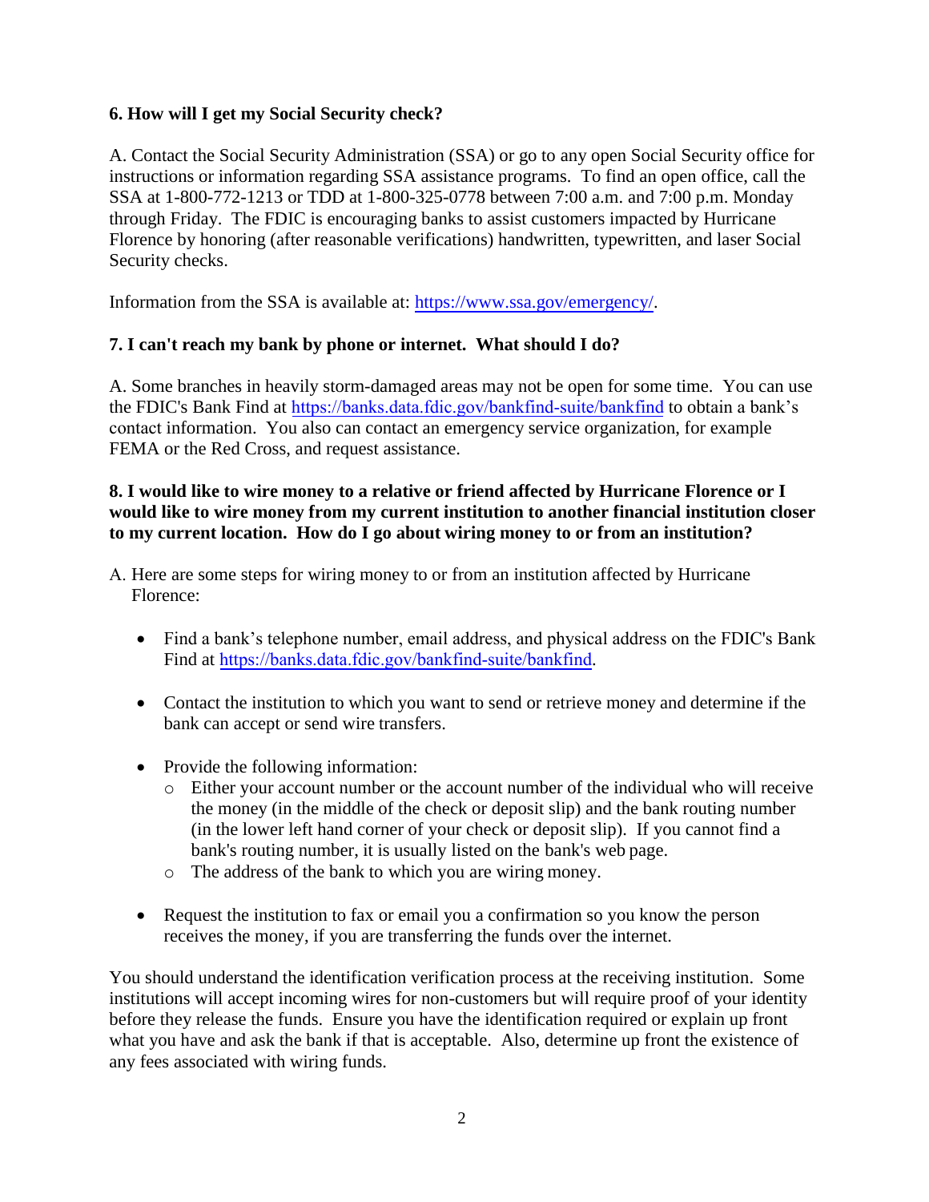**6. How will I get my Social Security check?**

A. Contact the Social Security Administration (SSA) or go to any open Social Security office for instructions or information regarding SSA assistance programs. To find an open office, call the SSA at 1-800-772-1213 or TDD at 1-800-325-0778 between 7:00 a.m. and 7:00 p.m. Monday through Friday. The FDIC is encouraging banks to assist customers impacted by Hurricane Florence by honoring (after reasonable verifications) handwritten, typewritten, and laser Social Security checks.

Information from the SSA is available at: https://www.ssa.gov/emergency/.

**7. I can't reach my bank by phone or internet. What should I do?**

A. Some branches in heavily storm-damaged areas may not be open for some time. You can use the FDIC's Bank Find at https://banks.data.fdic.gov/bankfind-suite/bankfind to obtain a bank's contact information. You also can contact an emergency service organization, for example FEMA or the Red Cross, and request assistance.

**8. I would like to wire money to a relative or friend affected by Hurricane Florence or I would like to wire money from my current institution to another financial institution closer to my current location. How do I go about wiring money to or from an institution?**

A. Here are some steps for wiring money to or from an institution affected by Hurricane Florence:

- Find a bank's telephone number, email address, and physical address on the FDIC's Bank Find at https://banks.data.fdic.gov/bankfind-suite/bankfind.
- Contact the institution to which you want to send or retrieve money and determine if the bank can accept or send wire transfers.
- Provide the following information:
  - Either your account number or the account number of the individual who will receive the money (in the middle of the check or deposit slip) and the bank routing number (in the lower left hand corner of your check or deposit slip). If you cannot find a bank's routing number, it is usually listed on the bank's web page.
  - The address of the bank to which you are wiring money.
- Request the institution to fax or email you a confirmation so you know the person receives the money, if you are transferring the funds over the internet.

You should understand the identification verification process at the receiving institution. Some institutions will accept incoming wires for non-customers but will require proof of your identity before they release the funds. Ensure you have the identification required or explain up front what you have and ask the bank if that is acceptable. Also, determine up front the existence of any fees associated with wiring funds.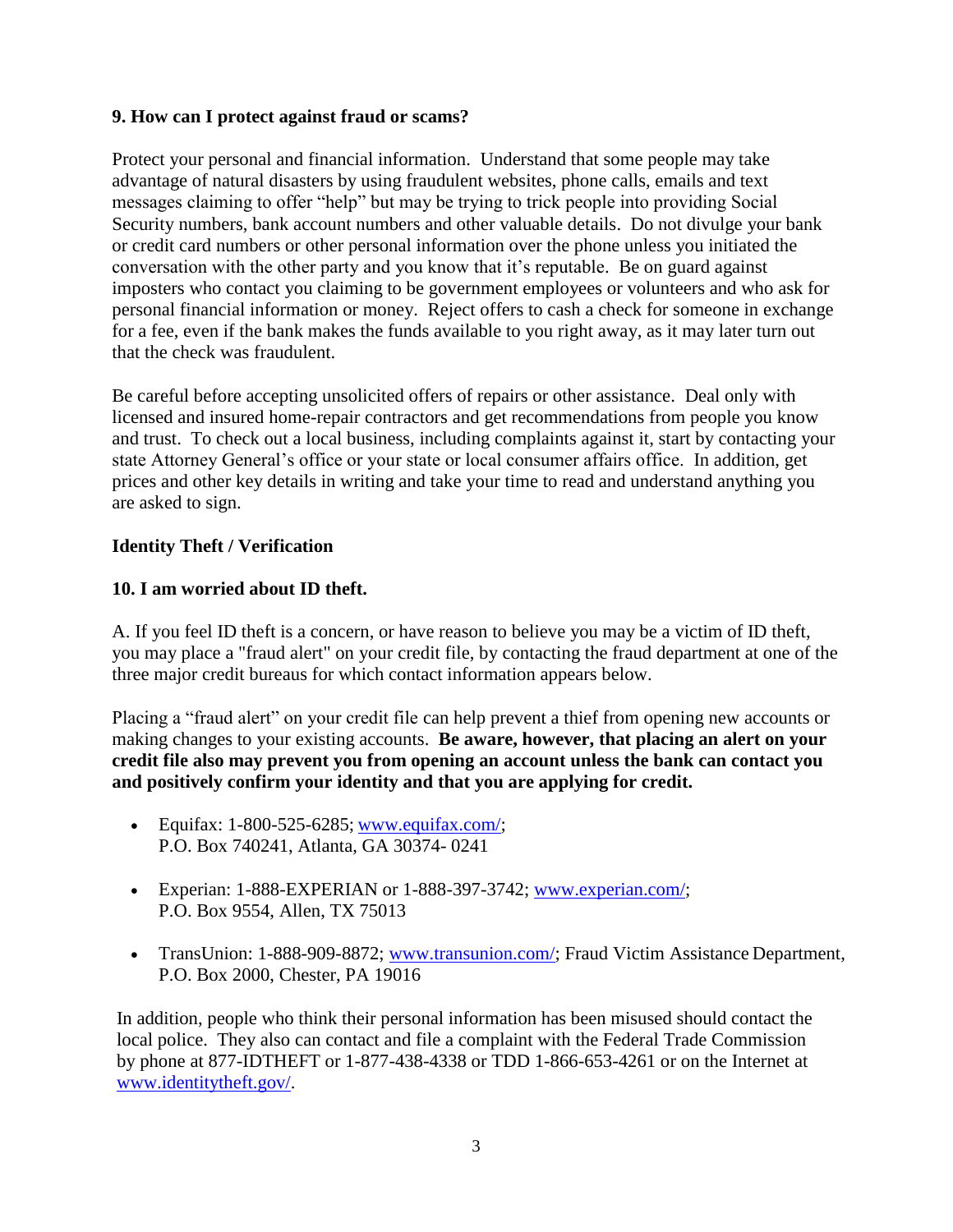**9. How can I protect against fraud or scams?**

Protect your personal and financial information. Understand that some people may take advantage of natural disasters by using fraudulent websites, phone calls, emails and text messages claiming to offer "help" but may be trying to trick people into providing Social Security numbers, bank account numbers and other valuable details. Do not divulge your bank or credit card numbers or other personal information over the phone unless you initiated the conversation with the other party and you know that it's reputable. Be on guard against imposters who contact you claiming to be government employees or volunteers and who ask for personal financial information or money. Reject offers to cash a check for someone in exchange for a fee, even if the bank makes the funds available to you right away, as it may later turn out that the check was fraudulent.

Be careful before accepting unsolicited offers of repairs or other assistance. Deal only with licensed and insured home-repair contractors and get recommendations from people you know and trust. To check out a local business, including complaints against it, start by contacting your state Attorney General's office or your state or local consumer affairs office. In addition, get prices and other key details in writing and take your time to read and understand anything you are asked to sign.

**Identity Theft / Verification**

**10. I am worried about ID theft.**

A. If you feel ID theft is a concern, or have reason to believe you may be a victim of ID theft, you may place a "fraud alert" on your credit file, by contacting the fraud department at one of the three major credit bureaus for which contact information appears below.

Placing a "fraud alert" on your credit file can help prevent a thief from opening new accounts or making changes to your existing accounts. **Be aware, however, that placing an alert on your credit file also may prevent you from opening an account unless the bank can contact you and positively confirm your identity and that you are applying for credit.**

- Equifax: 1-800-525-6285; www.equifax.com/;
  P.O. Box 740241, Atlanta, GA 30374- 0241

- Experian: 1-888-EXPERIAN or 1-888-397-3742; www.experian.com/;
  P.O. Box 9554, Allen, TX 75013

- TransUnion: 1-888-909-8872; www.transunion.com/; Fraud Victim Assistance Department,
  P.O. Box 2000, Chester, PA 19016

In addition, people who think their personal information has been misused should contact the local police. They also can contact and file a complaint with the Federal Trade Commission by phone at 877-IDTHEFT or 1-877-438-4338 or TDD 1-866-653-4261 or on the Internet at www.identitytheft.gov/.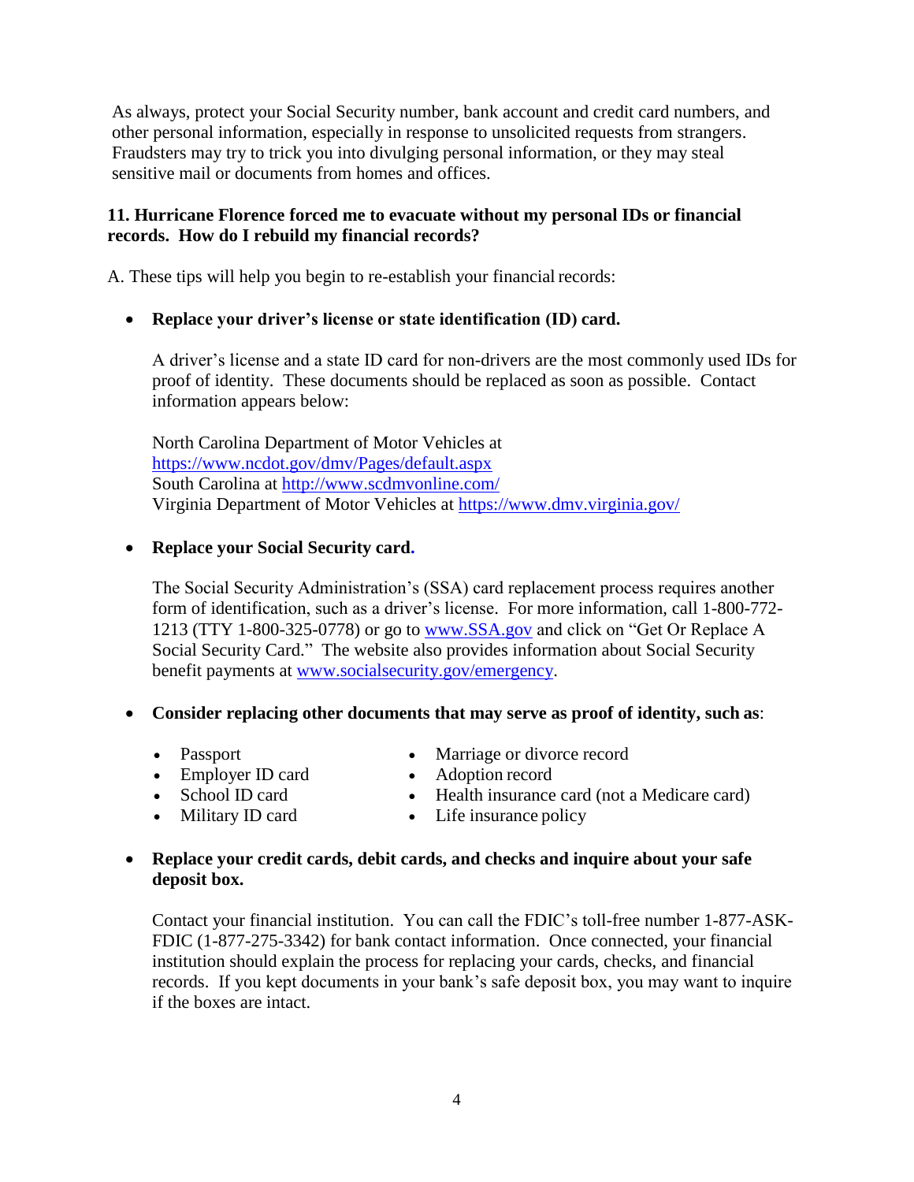As always, protect your Social Security number, bank account and credit card numbers, and other personal information, especially in response to unsolicited requests from strangers. Fraudsters may try to trick you into divulging personal information, or they may steal sensitive mail or documents from homes and offices.

**11. Hurricane Florence forced me to evacuate without my personal IDs or financial records. How do I rebuild my financial records?**

A. These tips will help you begin to re-establish your financial records:

- **Replace your driver's license or state identification (ID) card.**

  A driver's license and a state ID card for non-drivers are the most commonly used IDs for proof of identity. These documents should be replaced as soon as possible. Contact information appears below:

  North Carolina Department of Motor Vehicles at https://www.ncdot.gov/dmv/Pages/default.aspx
  South Carolina at http://www.scdmvonline.com/
  Virginia Department of Motor Vehicles at https://www.dmv.virginia.gov/

- **Replace your Social Security card.**

  The Social Security Administration's (SSA) card replacement process requires another form of identification, such as a driver's license. For more information, call 1-800-772-1213 (TTY 1-800-325-0778) or go to www.SSA.gov and click on "Get Or Replace A Social Security Card." The website also provides information about Social Security benefit payments at www.socialsecurity.gov/emergency.

- **Consider replacing other documents that may serve as proof of identity, such as**:

  - Passport
  - Employer ID card
  - School ID card
  - Military ID card
  - Marriage or divorce record
  - Adoption record
  - Health insurance card (not a Medicare card)
  - Life insurance policy

- **Replace your credit cards, debit cards, and checks and inquire about your safe deposit box.**

  Contact your financial institution. You can call the FDIC's toll-free number 1-877-ASK-FDIC (1-877-275-3342) for bank contact information. Once connected, your financial institution should explain the process for replacing your cards, checks, and financial records. If you kept documents in your bank's safe deposit box, you may want to inquire if the boxes are intact.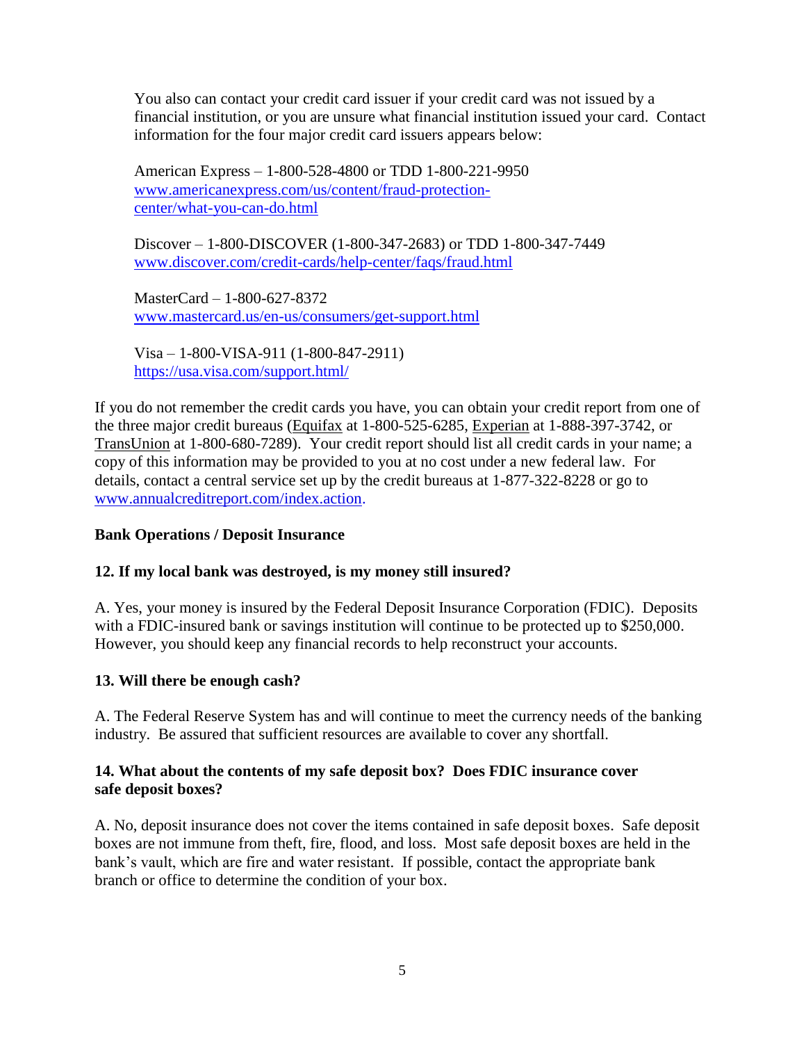You also can contact your credit card issuer if your credit card was not issued by a financial institution, or you are unsure what financial institution issued your card. Contact information for the four major credit card issuers appears below:

American Express – 1-800-528-4800 or TDD 1-800-221-9950
www.americanexpress.com/us/content/fraud-protection-center/what-you-can-do.html

Discover – 1-800-DISCOVER (1-800-347-2683) or TDD 1-800-347-7449
www.discover.com/credit-cards/help-center/faqs/fraud.html

MasterCard – 1-800-627-8372
www.mastercard.us/en-us/consumers/get-support.html

Visa – 1-800-VISA-911 (1-800-847-2911)
https://usa.visa.com/support.html/

If you do not remember the credit cards you have, you can obtain your credit report from one of the three major credit bureaus (Equifax at 1-800-525-6285, Experian at 1-888-397-3742, or TransUnion at 1-800-680-7289). Your credit report should list all credit cards in your name; a copy of this information may be provided to you at no cost under a new federal law. For details, contact a central service set up by the credit bureaus at 1-877-322-8228 or go to www.annualcreditreport.com/index.action.

**Bank Operations / Deposit Insurance**

**12. If my local bank was destroyed, is my money still insured?**

A. Yes, your money is insured by the Federal Deposit Insurance Corporation (FDIC). Deposits with a FDIC-insured bank or savings institution will continue to be protected up to $250,000. However, you should keep any financial records to help reconstruct your accounts.

**13. Will there be enough cash?**

A. The Federal Reserve System has and will continue to meet the currency needs of the banking industry. Be assured that sufficient resources are available to cover any shortfall.

**14. What about the contents of my safe deposit box? Does FDIC insurance cover safe deposit boxes?**

A. No, deposit insurance does not cover the items contained in safe deposit boxes. Safe deposit boxes are not immune from theft, fire, flood, and loss. Most safe deposit boxes are held in the bank's vault, which are fire and water resistant. If possible, contact the appropriate bank branch or office to determine the condition of your box.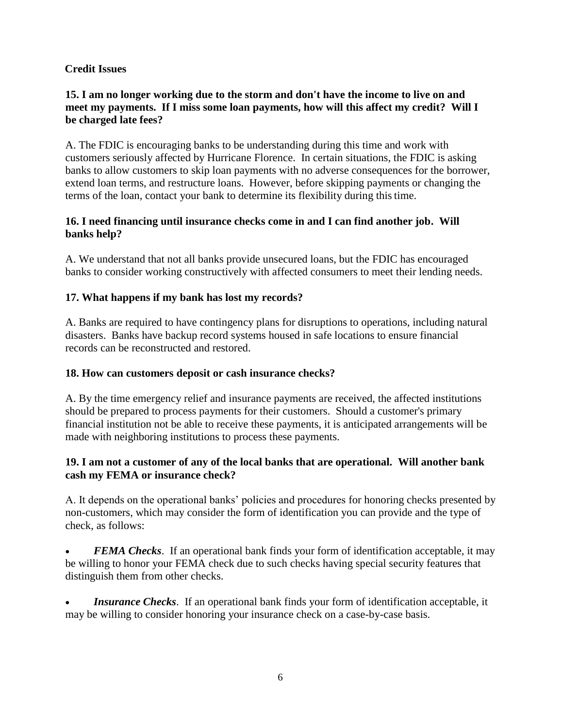## Credit Issues

**15. I am no longer working due to the storm and don't have the income to live on and meet my payments. If I miss some loan payments, how will this affect my credit? Will I be charged late fees?**

A. The FDIC is encouraging banks to be understanding during this time and work with customers seriously affected by Hurricane Florence. In certain situations, the FDIC is asking banks to allow customers to skip loan payments with no adverse consequences for the borrower, extend loan terms, and restructure loans. However, before skipping payments or changing the terms of the loan, contact your bank to determine its flexibility during this time.

**16. I need financing until insurance checks come in and I can find another job. Will banks help?**

A. We understand that not all banks provide unsecured loans, but the FDIC has encouraged banks to consider working constructively with affected consumers to meet their lending needs.

**17. What happens if my bank has lost my records?**

A. Banks are required to have contingency plans for disruptions to operations, including natural disasters. Banks have backup record systems housed in safe locations to ensure financial records can be reconstructed and restored.

**18. How can customers deposit or cash insurance checks?**

A. By the time emergency relief and insurance payments are received, the affected institutions should be prepared to process payments for their customers. Should a customer's primary financial institution not be able to receive these payments, it is anticipated arrangements will be made with neighboring institutions to process these payments.

**19. I am not a customer of any of the local banks that are operational. Will another bank cash my FEMA or insurance check?**

A. It depends on the operational banks' policies and procedures for honoring checks presented by non-customers, which may consider the form of identification you can provide and the type of check, as follows:

- ***FEMA Checks***. If an operational bank finds your form of identification acceptable, it may be willing to honor your FEMA check due to such checks having special security features that distinguish them from other checks.

- ***Insurance Checks***. If an operational bank finds your form of identification acceptable, it may be willing to consider honoring your insurance check on a case-by-case basis.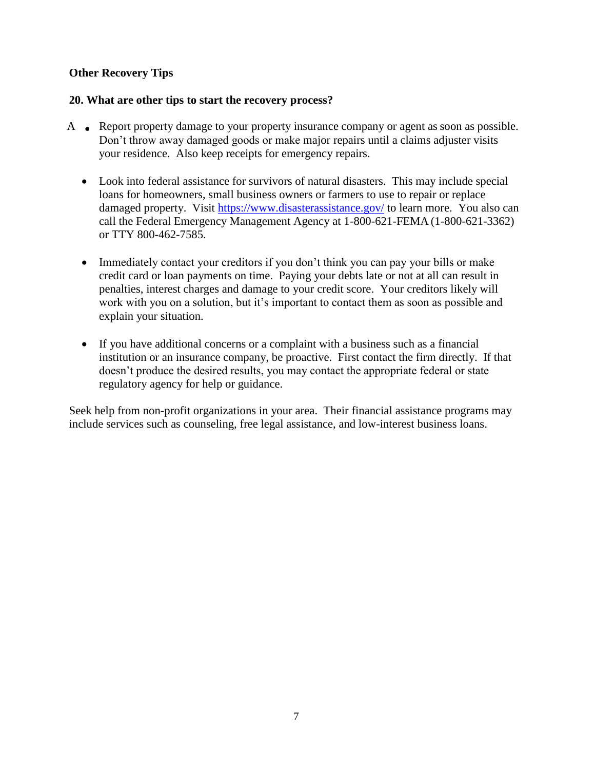**Other Recovery Tips**

**20. What are other tips to start the recovery process?**

A

- Report property damage to your property insurance company or agent as soon as possible. Don't throw away damaged goods or make major repairs until a claims adjuster visits your residence. Also keep receipts for emergency repairs.
- Look into federal assistance for survivors of natural disasters. This may include special loans for homeowners, small business owners or farmers to use to repair or replace damaged property. Visit [https://www.disasterassistance.gov/](https://www.disasterassistance.gov/) to learn more. You also can call the Federal Emergency Management Agency at 1-800-621-FEMA (1-800-621-3362) or TTY 800-462-7585.
- Immediately contact your creditors if you don't think you can pay your bills or make credit card or loan payments on time. Paying your debts late or not at all can result in penalties, interest charges and damage to your credit score. Your creditors likely will work with you on a solution, but it's important to contact them as soon as possible and explain your situation.
- If you have additional concerns or a complaint with a business such as a financial institution or an insurance company, be proactive. First contact the firm directly. If that doesn't produce the desired results, you may contact the appropriate federal or state regulatory agency for help or guidance.

Seek help from non-profit organizations in your area. Their financial assistance programs may include services such as counseling, free legal assistance, and low-interest business loans.